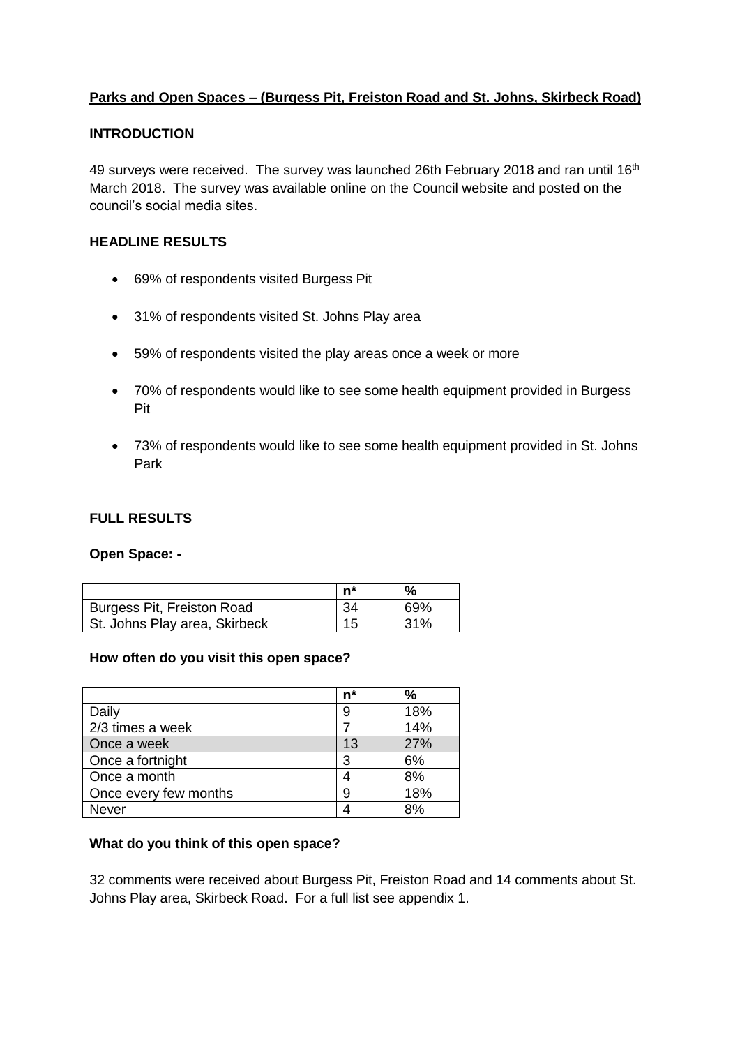**Parks and Open Spaces – (Burgess Pit, Freiston Road and St. Johns, Skirbeck Road)**

**INTRODUCTION**

49 surveys were received. The survey was launched 26th February 2018 and ran until 16th March 2018. The survey was available online on the Council website and posted on the council's social media sites.

**HEADLINE RESULTS**

- 69% of respondents visited Burgess Pit
- 31% of respondents visited St. Johns Play area
- 59% of respondents visited the play areas once a week or more
- 70% of respondents would like to see some health equipment provided in Burgess Pit
- 73% of respondents would like to see some health equipment provided in St. Johns Park

**FULL RESULTS**

**Open Space: -**

| | n* | % |
|---|---|---|
| Burgess Pit, Freiston Road | 34 | 69% |
| St. Johns Play area, Skirbeck | 15 | 31% |

**How often do you visit this open space?**

| | n* | % |
|---|---|---|
| Daily | 9 | 18% |
| 2/3 times a week | 7 | 14% |
| Once a week | 13 | 27% |
| Once a fortnight | 3 | 6% |
| Once a month | 4 | 8% |
| Once every few months | 9 | 18% |
| Never | 4 | 8% |

**What do you think of this open space?**

32 comments were received about Burgess Pit, Freiston Road and 14 comments about St. Johns Play area, Skirbeck Road. For a full list see appendix 1.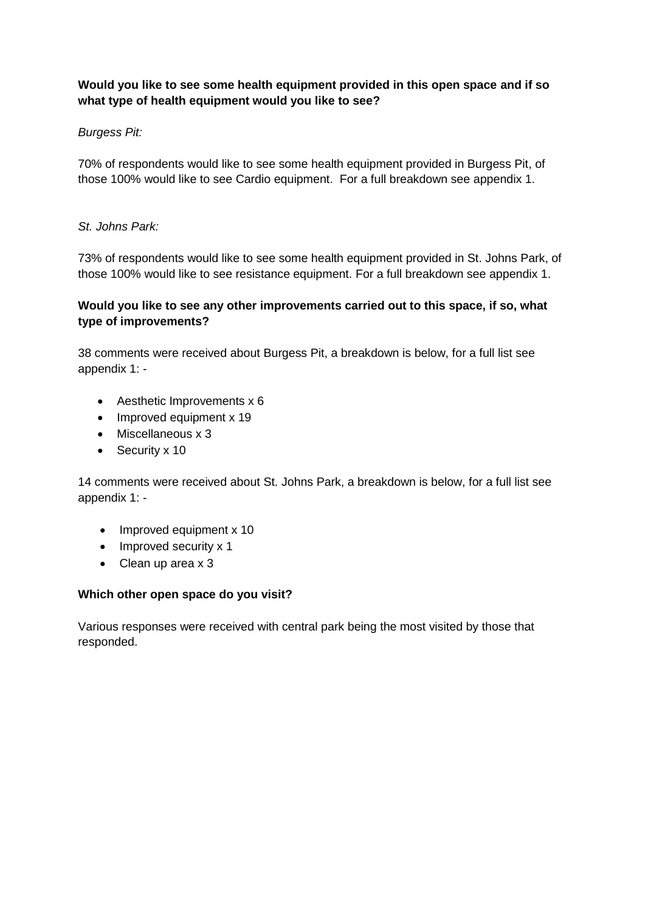**Would you like to see some health equipment provided in this open space and if so what type of health equipment would you like to see?**

*Burgess Pit:*

70% of respondents would like to see some health equipment provided in Burgess Pit, of those 100% would like to see Cardio equipment. For a full breakdown see appendix 1.

*St. Johns Park:*

73% of respondents would like to see some health equipment provided in St. Johns Park, of those 100% would like to see resistance equipment. For a full breakdown see appendix 1.

**Would you like to see any other improvements carried out to this space, if so, what type of improvements?**

38 comments were received about Burgess Pit, a breakdown is below, for a full list see appendix 1: -

- Aesthetic Improvements x 6
- Improved equipment x 19
- Miscellaneous x 3
- Security x 10

14 comments were received about St. Johns Park, a breakdown is below, for a full list see appendix 1: -

- Improved equipment x 10
- Improved security x 1
- Clean up area x 3

**Which other open space do you visit?**

Various responses were received with central park being the most visited by those that responded.